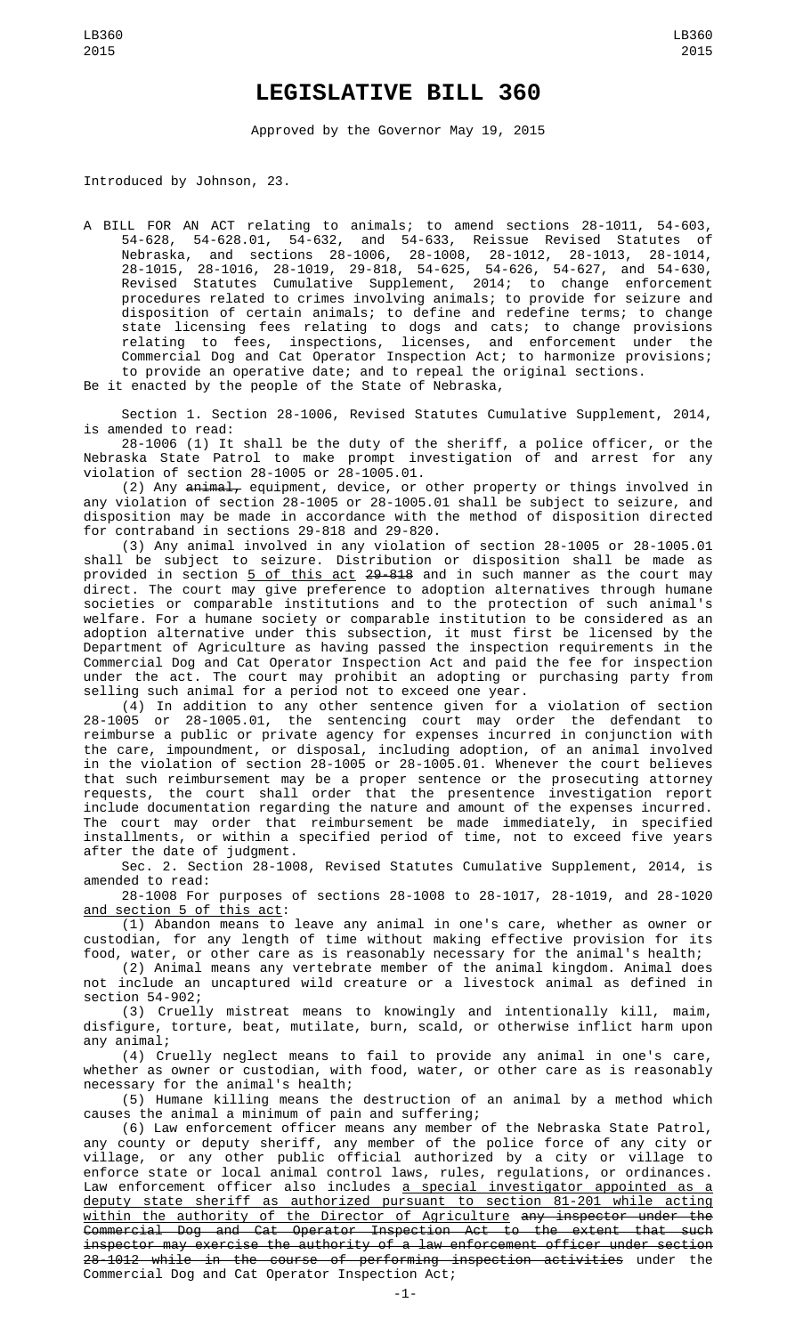# LEGISLATIVE BILL 360

Approved by the Governor May 19, 2015

Introduced by Johnson, 23.

A BILL FOR AN ACT relating to animals; to amend sections 28-1011, 54-603, 54-628, 54-628.01, 54-632, and 54-633, Reissue Revised Statutes of Nebraska, and sections 28-1006, 28-1008, 28-1012, 28-1013, 28-1014, 28-1015, 28-1016, 28-1019, 29-818, 54-625, 54-626, 54-627, and 54-630, Revised Statutes Cumulative Supplement, 2014; to change enforcement procedures related to crimes involving animals; to provide for seizure and disposition of certain animals; to define and redefine terms; to change state licensing fees relating to dogs and cats; to change provisions relating to fees, inspections, licenses, and enforcement under the Commercial Dog and Cat Operator Inspection Act; to harmonize provisions; to provide an operative date; and to repeal the original sections.

Be it enacted by the people of the State of Nebraska,

Section 1. Section 28-1006, Revised Statutes Cumulative Supplement, 2014, is amended to read:

28-1006 (1) It shall be the duty of the sheriff, a police officer, or the Nebraska State Patrol to make prompt investigation of and arrest for any violation of section 28-1005 or 28-1005.01.

(2) Any ~~animal,~~ equipment, device, or other property or things involved in any violation of section 28-1005 or 28-1005.01 shall be subject to seizure, and disposition may be made in accordance with the method of disposition directed for contraband in sections 29-818 and 29-820.

(3) Any animal involved in any violation of section 28-1005 or 28-1005.01 shall be subject to seizure. Distribution or disposition shall be made as provided in section 5 of this act ~~29-818~~ and in such manner as the court may direct. The court may give preference to adoption alternatives through humane societies or comparable institutions and to the protection of such animal's welfare. For a humane society or comparable institution to be considered as an adoption alternative under this subsection, it must first be licensed by the Department of Agriculture as having passed the inspection requirements in the Commercial Dog and Cat Operator Inspection Act and paid the fee for inspection under the act. The court may prohibit an adopting or purchasing party from selling such animal for a period not to exceed one year.

(4) In addition to any other sentence given for a violation of section 28-1005 or 28-1005.01, the sentencing court may order the defendant to reimburse a public or private agency for expenses incurred in conjunction with the care, impoundment, or disposal, including adoption, of an animal involved in the violation of section 28-1005 or 28-1005.01. Whenever the court believes that such reimbursement may be a proper sentence or the prosecuting attorney requests, the court shall order that the presentence investigation report include documentation regarding the nature and amount of the expenses incurred. The court may order that reimbursement be made immediately, in specified installments, or within a specified period of time, not to exceed five years after the date of judgment.

Sec. 2. Section 28-1008, Revised Statutes Cumulative Supplement, 2014, is amended to read:

28-1008 For purposes of sections 28-1008 to 28-1017, 28-1019, and 28-1020 and section 5 of this act:

(1) Abandon means to leave any animal in one's care, whether as owner or custodian, for any length of time without making effective provision for its food, water, or other care as is reasonably necessary for the animal's health;

(2) Animal means any vertebrate member of the animal kingdom. Animal does not include an uncaptured wild creature or a livestock animal as defined in section 54-902;

(3) Cruelly mistreat means to knowingly and intentionally kill, maim, disfigure, torture, beat, mutilate, burn, scald, or otherwise inflict harm upon any animal;

(4) Cruelly neglect means to fail to provide any animal in one's care, whether as owner or custodian, with food, water, or other care as is reasonably necessary for the animal's health;

(5) Humane killing means the destruction of an animal by a method which causes the animal a minimum of pain and suffering;

(6) Law enforcement officer means any member of the Nebraska State Patrol, any county or deputy sheriff, any member of the police force of any city or village, or any other public official authorized by a city or village to enforce state or local animal control laws, rules, regulations, or ordinances. Law enforcement officer also includes a special investigator appointed as a deputy state sheriff as authorized pursuant to section 81-201 while acting within the authority of the Director of Agriculture ~~any inspector under the Commercial Dog and Cat Operator Inspection Act to the extent that such inspector may exercise the authority of a law enforcement officer under section 28-1012 while in the course of performing inspection activities~~ under the Commercial Dog and Cat Operator Inspection Act;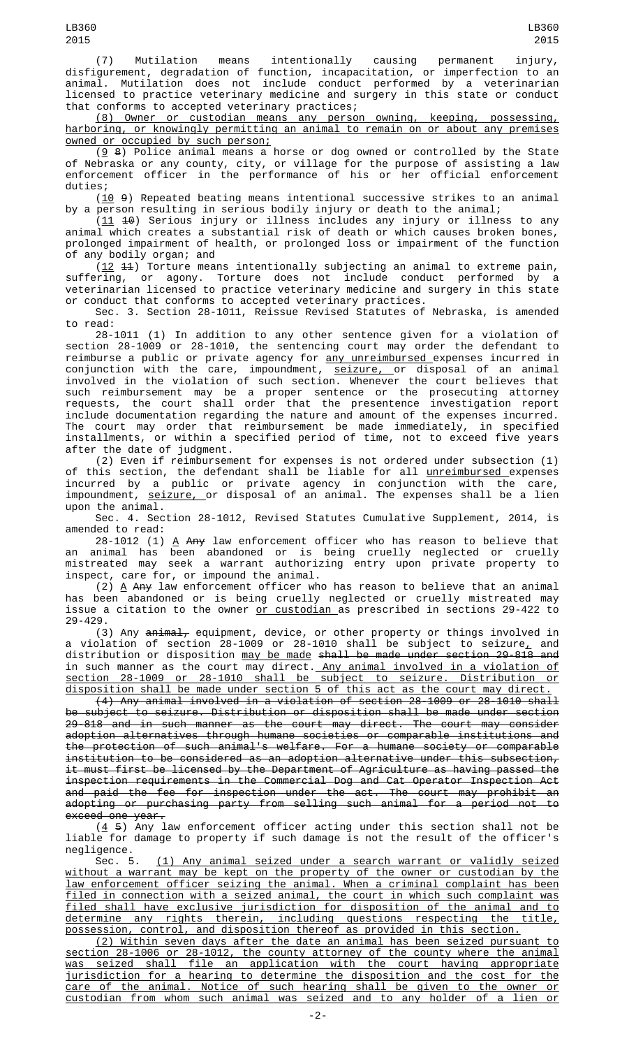(7) Mutilation means intentionally causing permanent injury, disfigurement, degradation of function, incapacitation, or imperfection to an animal. Mutilation does not include conduct performed by a veterinarian licensed to practice veterinary medicine and surgery in this state or conduct that conforms to accepted veterinary practices;

(8) Owner or custodian means any person owning, keeping, possessing, harboring, or knowingly permitting an animal to remain on or about any premises owned or occupied by such person;

(9 8) Police animal means a horse or dog owned or controlled by the State of Nebraska or any county, city, or village for the purpose of assisting a law enforcement officer in the performance of his or her official enforcement duties;

(10 9) Repeated beating means intentional successive strikes to an animal by a person resulting in serious bodily injury or death to the animal;

(11 10) Serious injury or illness includes any injury or illness to any animal which creates a substantial risk of death or which causes broken bones, prolonged impairment of health, or prolonged loss or impairment of the function of any bodily organ; and

(12 11) Torture means intentionally subjecting an animal to extreme pain, suffering, or agony. Torture does not include conduct performed by a veterinarian licensed to practice veterinary medicine and surgery in this state or conduct that conforms to accepted veterinary practices.

Sec. 3. Section 28-1011, Reissue Revised Statutes of Nebraska, is amended to read:

28-1011 (1) In addition to any other sentence given for a violation of section 28-1009 or 28-1010, the sentencing court may order the defendant to reimburse a public or private agency for any unreimbursed expenses incurred in conjunction with the care, impoundment, seizure, or disposal of an animal involved in the violation of such section. Whenever the court believes that such reimbursement may be a proper sentence or the prosecuting attorney requests, the court shall order that the presentence investigation report include documentation regarding the nature and amount of the expenses incurred. The court may order that reimbursement be made immediately, in specified installments, or within a specified period of time, not to exceed five years after the date of judgment.

(2) Even if reimbursement for expenses is not ordered under subsection (1) of this section, the defendant shall be liable for all unreimbursed expenses incurred by a public or private agency in conjunction with the care, impoundment, seizure, or disposal of an animal. The expenses shall be a lien upon the animal.

Sec. 4. Section 28-1012, Revised Statutes Cumulative Supplement, 2014, is amended to read:

28-1012 (1) A Any law enforcement officer who has reason to believe that an animal has been abandoned or is being cruelly neglected or cruelly mistreated may seek a warrant authorizing entry upon private property to inspect, care for, or impound the animal.

(2) A Any law enforcement officer who has reason to believe that an animal has been abandoned or is being cruelly neglected or cruelly mistreated may issue a citation to the owner or custodian as prescribed in sections 29-422 to 29-429.

(3) Any animal, equipment, device, or other property or things involved in a violation of section 28-1009 or 28-1010 shall be subject to seizure, and distribution or disposition may be made shall be made under section 29-818 and in such manner as the court may direct. Any animal involved in a violation of section 28-1009 or 28-1010 shall be subject to seizure. Distribution or disposition shall be made under section 5 of this act as the court may direct.

(4) Any animal involved in a violation of section 28-1009 or 28-1010 shall be subject to seizure. Distribution or disposition shall be made under section 29-818 and in such manner as the court may direct. The court may consider adoption alternatives through humane societies or comparable institutions and the protection of such animal's welfare. For a humane society or comparable institution to be considered as an adoption alternative under this subsection, it must first be licensed by the Department of Agriculture as having passed the inspection requirements in the Commercial Dog and Cat Operator Inspection Act and paid the fee for inspection under the act. The court may prohibit an adopting or purchasing party from selling such animal for a period not to exceed one year.

(4 5) Any law enforcement officer acting under this section shall not be liable for damage to property if such damage is not the result of the officer's negligence.

Sec. 5. (1) Any animal seized under a search warrant or validly seized without a warrant may be kept on the property of the owner or custodian by the law enforcement officer seizing the animal. When a criminal complaint has been filed in connection with a seized animal, the court in which such complaint was filed shall have exclusive jurisdiction for disposition of the animal and to determine any rights therein, including questions respecting the title, possession, control, and disposition thereof as provided in this section.

(2) Within seven days after the date an animal has been seized pursuant to section 28-1006 or 28-1012, the county attorney of the county where the animal was seized shall file an application with the court having appropriate jurisdiction for a hearing to determine the disposition and the cost for the care of the animal. Notice of such hearing shall be given to the owner or custodian from whom such animal was seized and to any holder of a lien or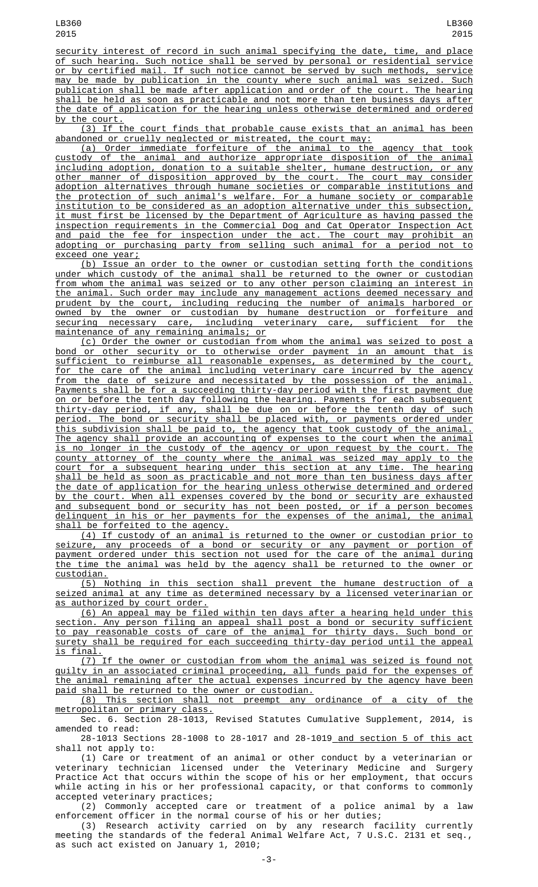security interest of record in such animal specifying the date, time, and place of such hearing. Such notice shall be served by personal or residential service or by certified mail. If such notice cannot be served by such methods, service may be made by publication in the county where such animal was seized. Such publication shall be made after application and order of the court. The hearing shall be held as soon as practicable and not more than ten business days after the date of application for the hearing unless otherwise determined and ordered by the court.

(3) If the court finds that probable cause exists that an animal has been abandoned or cruelly neglected or mistreated, the court may:

(a) Order immediate forfeiture of the animal to the agency that took custody of the animal and authorize appropriate disposition of the animal including adoption, donation to a suitable shelter, humane destruction, or any other manner of disposition approved by the court. The court may consider adoption alternatives through humane societies or comparable institutions and the protection of such animal's welfare. For a humane society or comparable institution to be considered as an adoption alternative under this subsection, it must first be licensed by the Department of Agriculture as having passed the inspection requirements in the Commercial Dog and Cat Operator Inspection Act and paid the fee for inspection under the act. The court may prohibit an adopting or purchasing party from selling such animal for a period not to exceed one year;

(b) Issue an order to the owner or custodian setting forth the conditions under which custody of the animal shall be returned to the owner or custodian from whom the animal was seized or to any other person claiming an interest in the animal. Such order may include any management actions deemed necessary and prudent by the court, including reducing the number of animals harbored or owned by the owner or custodian by humane destruction or forfeiture and securing necessary care, including veterinary care, sufficient for the maintenance of any remaining animals; or

(c) Order the owner or custodian from whom the animal was seized to post a bond or other security or to otherwise order payment in an amount that is sufficient to reimburse all reasonable expenses, as determined by the court, for the care of the animal including veterinary care incurred by the agency from the date of seizure and necessitated by the possession of the animal. Payments shall be for a succeeding thirty-day period with the first payment due on or before the tenth day following the hearing. Payments for each subsequent thirty-day period, if any, shall be due on or before the tenth day of such period. The bond or security shall be placed with, or payments ordered under this subdivision shall be paid to, the agency that took custody of the animal. The agency shall provide an accounting of expenses to the court when the animal is no longer in the custody of the agency or upon request by the court. The county attorney of the county where the animal was seized may apply to the court for a subsequent hearing under this section at any time. The hearing shall be held as soon as practicable and not more than ten business days after the date of application for the hearing unless otherwise determined and ordered by the court. When all expenses covered by the bond or security are exhausted and subsequent bond or security has not been posted, or if a person becomes delinquent in his or her payments for the expenses of the animal, the animal shall be forfeited to the agency.

(4) If custody of an animal is returned to the owner or custodian prior to seizure, any proceeds of a bond or security or any payment or portion of payment ordered under this section not used for the care of the animal during the time the animal was held by the agency shall be returned to the owner or custodian.

(5) Nothing in this section shall prevent the humane destruction of a seized animal at any time as determined necessary by a licensed veterinarian or as authorized by court order.

(6) An appeal may be filed within ten days after a hearing held under this section. Any person filing an appeal shall post a bond or security sufficient to pay reasonable costs of care of the animal for thirty days. Such bond or surety shall be required for each succeeding thirty-day period until the appeal is final.

(7) If the owner or custodian from whom the animal was seized is found not guilty in an associated criminal proceeding, all funds paid for the expenses of the animal remaining after the actual expenses incurred by the agency have been paid shall be returned to the owner or custodian.

(8) This section shall not preempt any ordinance of a city of the metropolitan or primary class.

Sec. 6. Section 28-1013, Revised Statutes Cumulative Supplement, 2014, is amended to read:

28-1013 Sections 28-1008 to 28-1017 and 28-1019 and section 5 of this act shall not apply to:

(1) Care or treatment of an animal or other conduct by a veterinarian or veterinary technician licensed under the Veterinary Medicine and Surgery Practice Act that occurs within the scope of his or her employment, that occurs while acting in his or her professional capacity, or that conforms to commonly accepted veterinary practices;

(2) Commonly accepted care or treatment of a police animal by a law enforcement officer in the normal course of his or her duties;

(3) Research activity carried on by any research facility currently meeting the standards of the federal Animal Welfare Act, 7 U.S.C. 2131 et seq., as such act existed on January 1, 2010;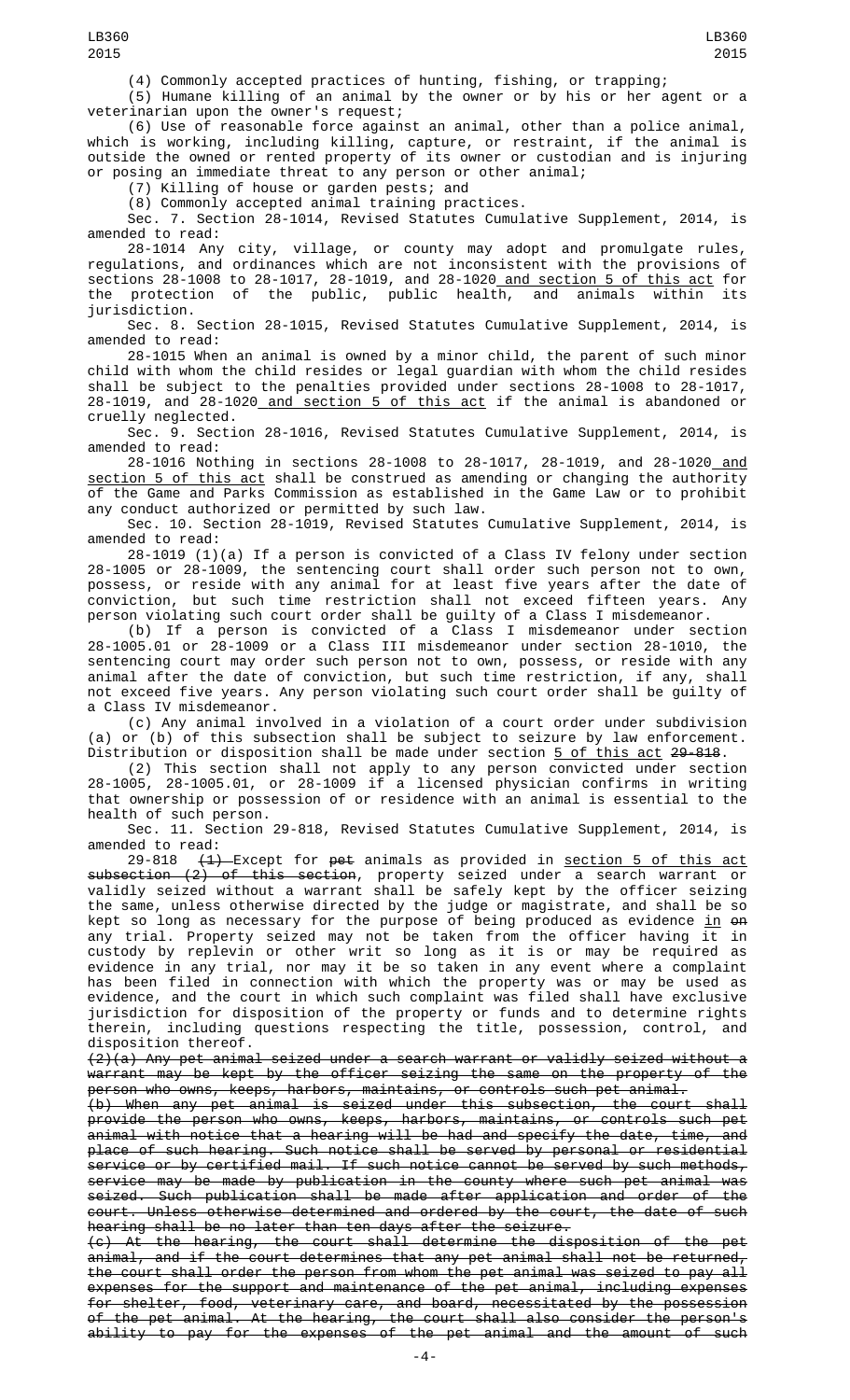(4) Commonly accepted practices of hunting, fishing, or trapping;

(5) Humane killing of an animal by the owner or by his or her agent or a veterinarian upon the owner's request;

(6) Use of reasonable force against an animal, other than a police animal, which is working, including killing, capture, or restraint, if the animal is outside the owned or rented property of its owner or custodian and is injuring or posing an immediate threat to any person or other animal;

(7) Killing of house or garden pests; and

(8) Commonly accepted animal training practices.

Sec. 7. Section 28-1014, Revised Statutes Cumulative Supplement, 2014, is amended to read:

28-1014 Any city, village, or county may adopt and promulgate rules, regulations, and ordinances which are not inconsistent with the provisions of sections 28-1008 to 28-1017, 28-1019, and 28-1020<u> and section 5 of this act</u> for the protection of the public, public health, and animals within its jurisdiction.

Sec. 8. Section 28-1015, Revised Statutes Cumulative Supplement, 2014, is amended to read:

28-1015 When an animal is owned by a minor child, the parent of such minor child with whom the child resides or legal guardian with whom the child resides shall be subject to the penalties provided under sections 28-1008 to 28-1017, 28-1019, and 28-1020<u> and section 5 of this act</u> if the animal is abandoned or cruelly neglected.

Sec. 9. Section 28-1016, Revised Statutes Cumulative Supplement, 2014, is amended to read:

28-1016 Nothing in sections 28-1008 to 28-1017, 28-1019, and 28-1020<u> and section 5 of this act</u> shall be construed as amending or changing the authority of the Game and Parks Commission as established in the Game Law or to prohibit any conduct authorized or permitted by such law.

Sec. 10. Section 28-1019, Revised Statutes Cumulative Supplement, 2014, is amended to read:

28-1019 (1)(a) If a person is convicted of a Class IV felony under section 28-1005 or 28-1009, the sentencing court shall order such person not to own, possess, or reside with any animal for at least five years after the date of conviction, but such time restriction shall not exceed fifteen years. Any person violating such court order shall be guilty of a Class I misdemeanor.

(b) If a person is convicted of a Class I misdemeanor under section 28-1005.01 or 28-1009 or a Class III misdemeanor under section 28-1010, the sentencing court may order such person not to own, possess, or reside with any animal after the date of conviction, but such time restriction, if any, shall not exceed five years. Any person violating such court order shall be guilty of a Class IV misdemeanor.

(c) Any animal involved in a violation of a court order under subdivision (a) or (b) of this subsection shall be subject to seizure by law enforcement. Distribution or disposition shall be made under section <u>5 of this act</u> ~~29-818~~.

(2) This section shall not apply to any person convicted under section 28-1005, 28-1005.01, or 28-1009 if a licensed physician confirms in writing that ownership or possession of or residence with an animal is essential to the health of such person.

Sec. 11. Section 29-818, Revised Statutes Cumulative Supplement, 2014, is amended to read:

29-818 ~~(1)~~ Except for ~~pet~~ animals as provided in <u>section 5 of this act</u> ~~subsection (2) of this section~~, property seized under a search warrant or validly seized without a warrant shall be safely kept by the officer seizing the same, unless otherwise directed by the judge or magistrate, and shall be so kept so long as necessary for the purpose of being produced as evidence <u>in</u> ~~on~~ any trial. Property seized may not be taken from the officer having it in custody by replevin or other writ so long as it is or may be required as evidence in any trial, nor may it be so taken in any event where a complaint has been filed in connection with which the property was or may be used as evidence, and the court in which such complaint was filed shall have exclusive jurisdiction for disposition of the property or funds and to determine rights therein, including questions respecting the title, possession, control, and disposition thereof.

~~(2)(a) Any pet animal seized under a search warrant or validly seized without a warrant may be kept by the officer seizing the same on the property of the person who owns, keeps, harbors, maintains, or controls such pet animal.~~

~~(b) When any pet animal is seized under this subsection, the court shall provide the person who owns, keeps, harbors, maintains, or controls such pet animal with notice that a hearing will be had and specify the date, time, and place of such hearing. Such notice shall be served by personal or residential service or by certified mail. If such notice cannot be served by such methods, service may be made by publication in the county where such pet animal was seized. Such publication shall be made after application and order of the court. Unless otherwise determined and ordered by the court, the date of such hearing shall be no later than ten days after the seizure.~~

~~(c) At the hearing, the court shall determine the disposition of the pet animal, and if the court determines that any pet animal shall not be returned, the court shall order the person from whom the pet animal was seized to pay all expenses for the support and maintenance of the pet animal, including expenses for shelter, food, veterinary care, and board, necessitated by the possession of the pet animal. At the hearing, the court shall also consider the person's ability to pay for the expenses of the pet animal and the amount of such~~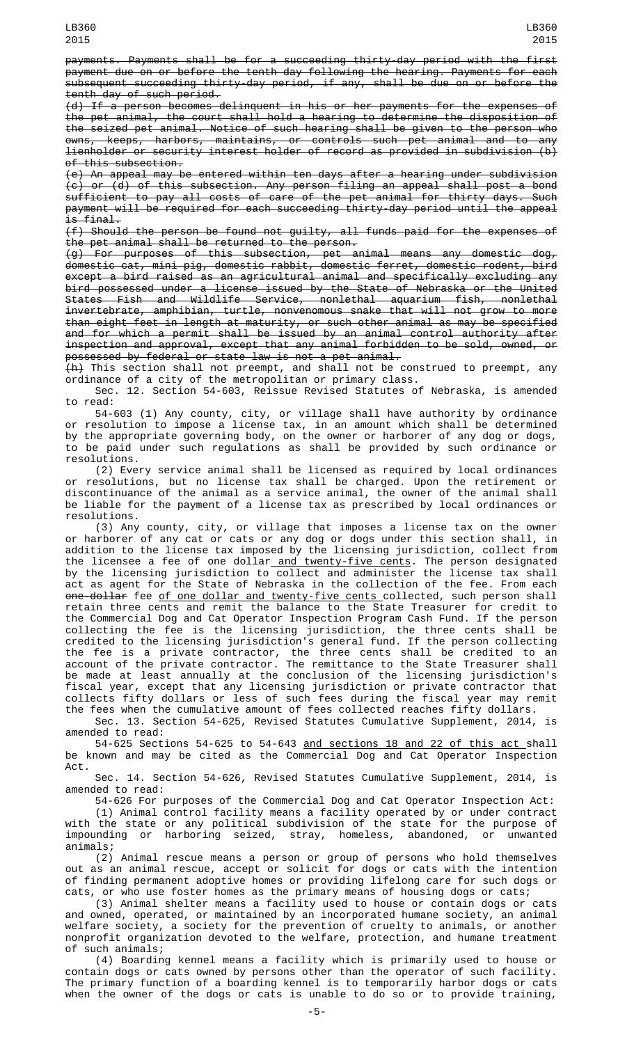payments. Payments shall be for a succeeding thirty-day period with the first payment due on or before the tenth day following the hearing. Payments for each subsequent succeeding thirty-day period, if any, shall be due on or before the tenth day of such period.

~~(d) If a person becomes delinquent in his or her payments for the expenses of the pet animal, the court shall hold a hearing to determine the disposition of the seized pet animal. Notice of such hearing shall be given to the person who owns, keeps, harbors, maintains, or controls such pet animal and to any lienholder or security interest holder of record as provided in subdivision (b) of this subsection.~~

~~(e) An appeal may be entered within ten days after a hearing under subdivision (c) or (d) of this subsection. Any person filing an appeal shall post a bond sufficient to pay all costs of care of the pet animal for thirty days. Such payment will be required for each succeeding thirty-day period until the appeal is final.~~

~~(f) Should the person be found not guilty, all funds paid for the expenses of the pet animal shall be returned to the person.~~

~~(g) For purposes of this subsection, pet animal means any domestic dog, domestic cat, mini pig, domestic rabbit, domestic ferret, domestic rodent, bird except a bird raised as an agricultural animal and specifically excluding any bird possessed under a license issued by the State of Nebraska or the United States Fish and Wildlife Service, nonlethal aquarium fish, nonlethal invertebrate, amphibian, turtle, nonvenomous snake that will not grow to more than eight feet in length at maturity, or such other animal as may be specified and for which a permit shall be issued by an animal control authority after inspection and approval, except that any animal forbidden to be sold, owned, or possessed by federal or state law is not a pet animal.~~

~~(h)~~ This section shall not preempt, and shall not be construed to preempt, any ordinance of a city of the metropolitan or primary class.

Sec. 12. Section 54-603, Reissue Revised Statutes of Nebraska, is amended to read:

54-603 (1) Any county, city, or village shall have authority by ordinance or resolution to impose a license tax, in an amount which shall be determined by the appropriate governing body, on the owner or harborer of any dog or dogs, to be paid under such regulations as shall be provided by such ordinance or resolutions.

(2) Every service animal shall be licensed as required by local ordinances or resolutions, but no license tax shall be charged. Upon the retirement or discontinuance of the animal as a service animal, the owner of the animal shall be liable for the payment of a license tax as prescribed by local ordinances or resolutions.

(3) Any county, city, or village that imposes a license tax on the owner or harborer of any cat or cats or any dog or dogs under this section shall, in addition to the license tax imposed by the licensing jurisdiction, collect from the licensee a fee of one dollar<u> and twenty-five cents</u>. The person designated by the licensing jurisdiction to collect and administer the license tax shall act as agent for the State of Nebraska in the collection of the fee. From each ~~one-dollar~~ fee <u>of one dollar and twenty-five cents </u>collected, such person shall retain three cents and remit the balance to the State Treasurer for credit to the Commercial Dog and Cat Operator Inspection Program Cash Fund. If the person collecting the fee is the licensing jurisdiction, the three cents shall be credited to the licensing jurisdiction's general fund. If the person collecting the fee is a private contractor, the three cents shall be credited to an account of the private contractor. The remittance to the State Treasurer shall be made at least annually at the conclusion of the licensing jurisdiction's fiscal year, except that any licensing jurisdiction or private contractor that collects fifty dollars or less of such fees during the fiscal year may remit the fees when the cumulative amount of fees collected reaches fifty dollars.

Sec. 13. Section 54-625, Revised Statutes Cumulative Supplement, 2014, is amended to read:

54-625 Sections 54-625 to 54-643 <u>and sections 18 and 22 of this act </u>shall be known and may be cited as the Commercial Dog and Cat Operator Inspection Act.

Sec. 14. Section 54-626, Revised Statutes Cumulative Supplement, 2014, is amended to read:

54-626 For purposes of the Commercial Dog and Cat Operator Inspection Act:

(1) Animal control facility means a facility operated by or under contract with the state or any political subdivision of the state for the purpose of impounding or harboring seized, stray, homeless, abandoned, or unwanted animals;

(2) Animal rescue means a person or group of persons who hold themselves out as an animal rescue, accept or solicit for dogs or cats with the intention of finding permanent adoptive homes or providing lifelong care for such dogs or cats, or who use foster homes as the primary means of housing dogs or cats;

(3) Animal shelter means a facility used to house or contain dogs or cats and owned, operated, or maintained by an incorporated humane society, an animal welfare society, a society for the prevention of cruelty to animals, or another nonprofit organization devoted to the welfare, protection, and humane treatment of such animals;

(4) Boarding kennel means a facility which is primarily used to house or contain dogs or cats owned by persons other than the operator of such facility. The primary function of a boarding kennel is to temporarily harbor dogs or cats when the owner of the dogs or cats is unable to do so or to provide training,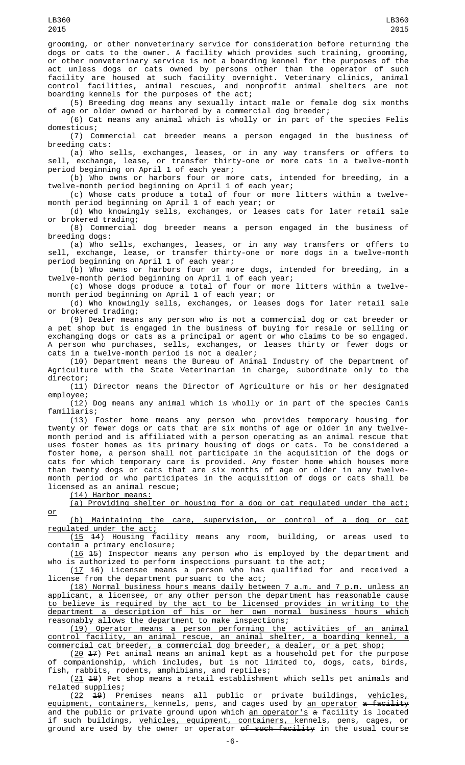grooming, or other nonveterinary service for consideration before returning the dogs or cats to the owner. A facility which provides such training, grooming, or other nonveterinary service is not a boarding kennel for the purposes of the act unless dogs or cats owned by persons other than the operator of such facility are housed at such facility overnight. Veterinary clinics, animal control facilities, animal rescues, and nonprofit animal shelters are not boarding kennels for the purposes of the act;

(5) Breeding dog means any sexually intact male or female dog six months of age or older owned or harbored by a commercial dog breeder;

(6) Cat means any animal which is wholly or in part of the species Felis domesticus;

(7) Commercial cat breeder means a person engaged in the business of breeding cats:

(a) Who sells, exchanges, leases, or in any way transfers or offers to sell, exchange, lease, or transfer thirty-one or more cats in a twelve-month period beginning on April 1 of each year;

(b) Who owns or harbors four or more cats, intended for breeding, in a twelve-month period beginning on April 1 of each year;

(c) Whose cats produce a total of four or more litters within a twelve-month period beginning on April 1 of each year; or

(d) Who knowingly sells, exchanges, or leases cats for later retail sale or brokered trading;

(8) Commercial dog breeder means a person engaged in the business of breeding dogs:

(a) Who sells, exchanges, leases, or in any way transfers or offers to sell, exchange, lease, or transfer thirty-one or more dogs in a twelve-month period beginning on April 1 of each year;

(b) Who owns or harbors four or more dogs, intended for breeding, in a twelve-month period beginning on April 1 of each year;

(c) Whose dogs produce a total of four or more litters within a twelve-month period beginning on April 1 of each year; or

(d) Who knowingly sells, exchanges, or leases dogs for later retail sale or brokered trading;

(9) Dealer means any person who is not a commercial dog or cat breeder or a pet shop but is engaged in the business of buying for resale or selling or exchanging dogs or cats as a principal or agent or who claims to be so engaged. A person who purchases, sells, exchanges, or leases thirty or fewer dogs or cats in a twelve-month period is not a dealer;

(10) Department means the Bureau of Animal Industry of the Department of Agriculture with the State Veterinarian in charge, subordinate only to the director;

(11) Director means the Director of Agriculture or his or her designated employee;

(12) Dog means any animal which is wholly or in part of the species Canis familiaris;

(13) Foster home means any person who provides temporary housing for twenty or fewer dogs or cats that are six months of age or older in any twelve-month period and is affiliated with a person operating as an animal rescue that uses foster homes as its primary housing of dogs or cats. To be considered a foster home, a person shall not participate in the acquisition of the dogs or cats for which temporary care is provided. Any foster home which houses more than twenty dogs or cats that are six months of age or older in any twelve-month period or who participates in the acquisition of dogs or cats shall be licensed as an animal rescue;

(14) Harbor means:

(a) Providing shelter or housing for a dog or cat regulated under the act; or

(b) Maintaining the care, supervision, or control of a dog or cat regulated under the act;

(15 ~~14~~) Housing facility means any room, building, or areas used to contain a primary enclosure;

(16 ~~15~~) Inspector means any person who is employed by the department and who is authorized to perform inspections pursuant to the act;

(17 ~~16~~) Licensee means a person who has qualified for and received a license from the department pursuant to the act;

(18) Normal business hours means daily between 7 a.m. and 7 p.m. unless an applicant, a licensee, or any other person the department has reasonable cause to believe is required by the act to be licensed provides in writing to the department a description of his or her own normal business hours which reasonably allows the department to make inspections;

(19) Operator means a person performing the activities of an animal control facility, an animal rescue, an animal shelter, a boarding kennel, a commercial cat breeder, a commercial dog breeder, a dealer, or a pet shop;

(20 ~~17~~) Pet animal means an animal kept as a household pet for the purpose of companionship, which includes, but is not limited to, dogs, cats, birds, fish, rabbits, rodents, amphibians, and reptiles;

(21 ~~18~~) Pet shop means a retail establishment which sells pet animals and related supplies;

(22 ~~19~~) Premises means all public or private buildings, vehicles, equipment, containers, kennels, pens, and cages used by an operator ~~a facility~~ and the public or private ground upon which an operator's ~~a~~ facility is located if such buildings, vehicles, equipment, containers, kennels, pens, cages, or ground are used by the owner or operator ~~of such facility~~ in the usual course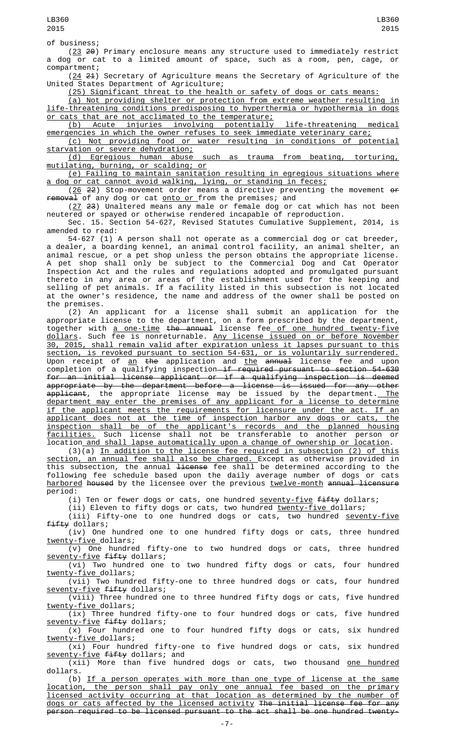of business;

(23 ~~20~~) Primary enclosure means any structure used to immediately restrict a dog or cat to a limited amount of space, such as a room, pen, cage, or compartment;

(24 ~~21~~) Secretary of Agriculture means the Secretary of Agriculture of the United States Department of Agriculture;

(25) Significant threat to the health or safety of dogs or cats means:

(a) Not providing shelter or protection from extreme weather resulting in life-threatening conditions predisposing to hyperthermia or hypothermia in dogs or cats that are not acclimated to the temperature;

(b) Acute injuries involving potentially life-threatening medical emergencies in which the owner refuses to seek immediate veterinary care;

(c) Not providing food or water resulting in conditions of potential starvation or severe dehydration;

(d) Egregious human abuse such as trauma from beating, torturing, mutilating, burning, or scalding; or

(e) Failing to maintain sanitation resulting in egregious situations where a dog or cat cannot avoid walking, lying, or standing in feces;

(26 ~~22~~) Stop-movement order means a directive preventing the movement ~~or removal~~ of any dog or cat onto or from the premises; and

(27 ~~23~~) Unaltered means any male or female dog or cat which has not been neutered or spayed or otherwise rendered incapable of reproduction.

Sec. 15. Section 54-627, Revised Statutes Cumulative Supplement, 2014, is amended to read:

54-627 (1) A person shall not operate as a commercial dog or cat breeder, a dealer, a boarding kennel, an animal control facility, an animal shelter, an animal rescue, or a pet shop unless the person obtains the appropriate license. A pet shop shall only be subject to the Commercial Dog and Cat Operator Inspection Act and the rules and regulations adopted and promulgated pursuant thereto in any area or areas of the establishment used for the keeping and selling of pet animals. If a facility listed in this subsection is not located at the owner's residence, the name and address of the owner shall be posted on the premises.

(2) An applicant for a license shall submit an application for the appropriate license to the department, on a form prescribed by the department, together with a one-time ~~the annual~~ license fee of one hundred twenty-five dollars. Such fee is nonreturnable. Any license issued on or before November 30, 2015, shall remain valid after expiration unless it lapses pursuant to this section, is revoked pursuant to section 54-631, or is voluntarily surrendered. Upon receipt of an ~~the~~ application and the ~~annual~~ license fee and upon completion of a qualifying inspection ~~if required pursuant to section 54-630 for an initial license applicant or if a qualifying inspection is deemed appropriate by the department before a license is issued for any other applicant~~, the appropriate license may be issued by the department. The department may enter the premises of any applicant for a license to determine if the applicant meets the requirements for licensure under the act. If an applicant does not at the time of inspection harbor any dogs or cats, the inspection shall be of the applicant's records and the planned housing facilities. Such license shall not be transferable to another person or location and shall lapse automatically upon a change of ownership or location.

(3)(a) In addition to the license fee required in subsection (2) of this section, an annual fee shall also be charged. Except as otherwise provided in this subsection, the annual ~~license~~ fee shall be determined according to the following fee schedule based upon the daily average number of dogs or cats harbored ~~housed~~ by the licensee over the previous twelve-month ~~annual licensure~~ period:

(i) Ten or fewer dogs or cats, one hundred seventy-five ~~fifty~~ dollars;

(ii) Eleven to fifty dogs or cats, two hundred twenty-five dollars;

(iii) Fifty-one to one hundred dogs or cats, two hundred seventy-five ~~fifty~~ dollars;

(iv) One hundred one to one hundred fifty dogs or cats, three hundred twenty-five dollars;

(v) One hundred fifty-one to two hundred dogs or cats, three hundred seventy-five ~~fifty~~ dollars;

(vi) Two hundred one to two hundred fifty dogs or cats, four hundred twenty-five dollars;

(vii) Two hundred fifty-one to three hundred dogs or cats, four hundred seventy-five ~~fifty~~ dollars;

(viii) Three hundred one to three hundred fifty dogs or cats, five hundred twenty-five dollars;

(ix) Three hundred fifty-one to four hundred dogs or cats, five hundred seventy-five ~~fifty~~ dollars;

(x) Four hundred one to four hundred fifty dogs or cats, six hundred twenty-five dollars;

(xi) Four hundred fifty-one to five hundred dogs or cats, six hundred seventy-five ~~fifty~~ dollars; and

(xii) More than five hundred dogs or cats, two thousand one hundred dollars.

(b) If a person operates with more than one type of license at the same location, the person shall pay only one annual fee based on the primary licensed activity occurring at that location as determined by the number of dogs or cats affected by the licensed activity ~~The initial license fee for any person required to be licensed pursuant to the act shall be one hundred twenty-~~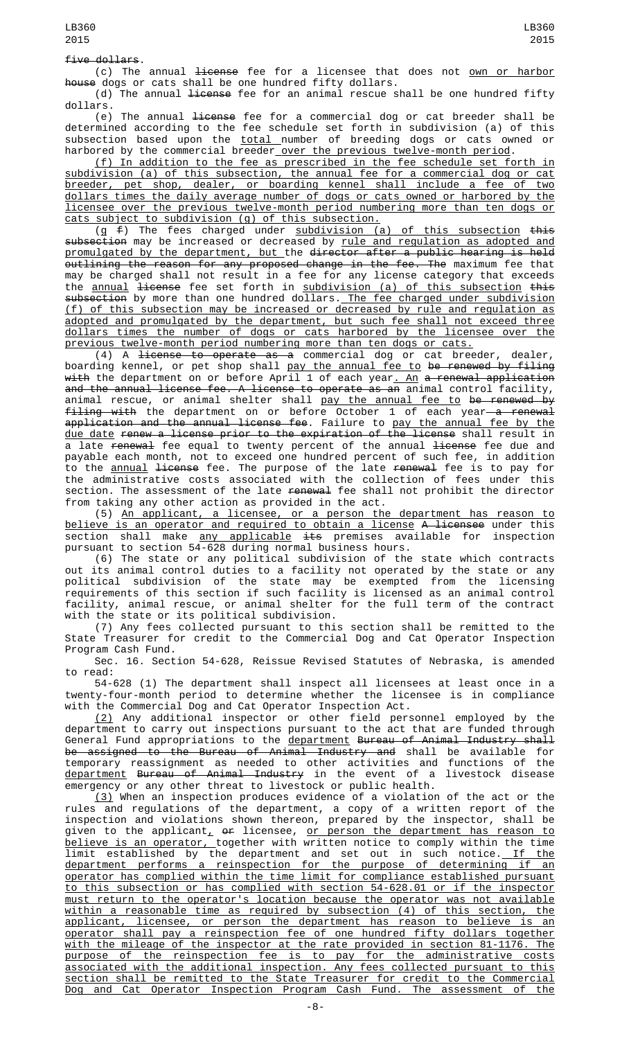five dollars.

(c) The annual license fee for a licensee that does not own or harbor house dogs or cats shall be one hundred fifty dollars.

(d) The annual license fee for an animal rescue shall be one hundred fifty dollars.

(e) The annual license fee for a commercial dog or cat breeder shall be determined according to the fee schedule set forth in subdivision (a) of this subsection based upon the total number of breeding dogs or cats owned or harbored by the commercial breeder over the previous twelve-month period.

(f) In addition to the fee as prescribed in the fee schedule set forth in subdivision (a) of this subsection, the annual fee for a commercial dog or cat breeder, pet shop, dealer, or boarding kennel shall include a fee of two dollars times the daily average number of dogs or cats owned or harbored by the licensee over the previous twelve-month period numbering more than ten dogs or cats subject to subdivision (g) of this subsection.

(g f) The fees charged under subdivision (a) of this subsection this subsection may be increased or decreased by rule and regulation as adopted and promulgated by the department, but the director after a public hearing is held outlining the reason for any proposed change in the fee. The maximum fee that may be charged shall not result in a fee for any license category that exceeds the annual license fee set forth in subdivision (a) of this subsection this subsection by more than one hundred dollars. The fee charged under subdivision (f) of this subsection may be increased or decreased by rule and regulation as adopted and promulgated by the department, but such fee shall not exceed three dollars times the number of dogs or cats harbored by the licensee over the previous twelve-month period numbering more than ten dogs or cats.

(4) A license to operate as a commercial dog or cat breeder, dealer, boarding kennel, or pet shop shall pay the annual fee to be renewed by filing with the department on or before April 1 of each year. An a renewal application and the annual license fee. A license to operate as an animal control facility, animal rescue, or animal shelter shall pay the annual fee to be renewed by filing with the department on or before October 1 of each year—a renewal application and the annual license fee. Failure to pay the annual fee by the due date renew a license prior to the expiration of the license shall result in a late renewal fee equal to twenty percent of the annual license fee due and payable each month, not to exceed one hundred percent of such fee, in addition to the annual license fee. The purpose of the late renewal fee is to pay for the administrative costs associated with the collection of fees under this section. The assessment of the late renewal fee shall not prohibit the director from taking any other action as provided in the act.

(5) An applicant, a licensee, or a person the department has reason to believe is an operator and required to obtain a license A licensee under this section shall make any applicable its premises available for inspection pursuant to section 54-628 during normal business hours.

(6) The state or any political subdivision of the state which contracts out its animal control duties to a facility not operated by the state or any political subdivision of the state may be exempted from the licensing requirements of this section if such facility is licensed as an animal control facility, animal rescue, or animal shelter for the full term of the contract with the state or its political subdivision.

(7) Any fees collected pursuant to this section shall be remitted to the State Treasurer for credit to the Commercial Dog and Cat Operator Inspection Program Cash Fund.

Sec. 16. Section 54-628, Reissue Revised Statutes of Nebraska, is amended to read:

54-628 (1) The department shall inspect all licensees at least once in a twenty-four-month period to determine whether the licensee is in compliance with the Commercial Dog and Cat Operator Inspection Act.

(2) Any additional inspector or other field personnel employed by the department to carry out inspections pursuant to the act that are funded through General Fund appropriations to the department Bureau of Animal Industry shall be assigned to the Bureau of Animal Industry and shall be available for temporary reassignment as needed to other activities and functions of the department Bureau of Animal Industry in the event of a livestock disease emergency or any other threat to livestock or public health.

(3) When an inspection produces evidence of a violation of the act or the rules and regulations of the department, a copy of a written report of the inspection and violations shown thereon, prepared by the inspector, shall be given to the applicant, or licensee, or person the department has reason to believe is an operator, together with written notice to comply within the time limit established by the department and set out in such notice. If the department performs a reinspection for the purpose of determining if an operator has complied within the time limit for compliance established pursuant to this subsection or has complied with section 54-628.01 or if the inspector must return to the operator's location because the operator was not available within a reasonable time as required by subsection (4) of this section, the applicant, licensee, or person the department has reason to believe is an operator shall pay a reinspection fee of one hundred fifty dollars together with the mileage of the inspector at the rate provided in section 81-1176. The purpose of the reinspection fee is to pay for the administrative costs associated with the additional inspection. Any fees collected pursuant to this section shall be remitted to the State Treasurer for credit to the Commercial Dog and Cat Operator Inspection Program Cash Fund. The assessment of the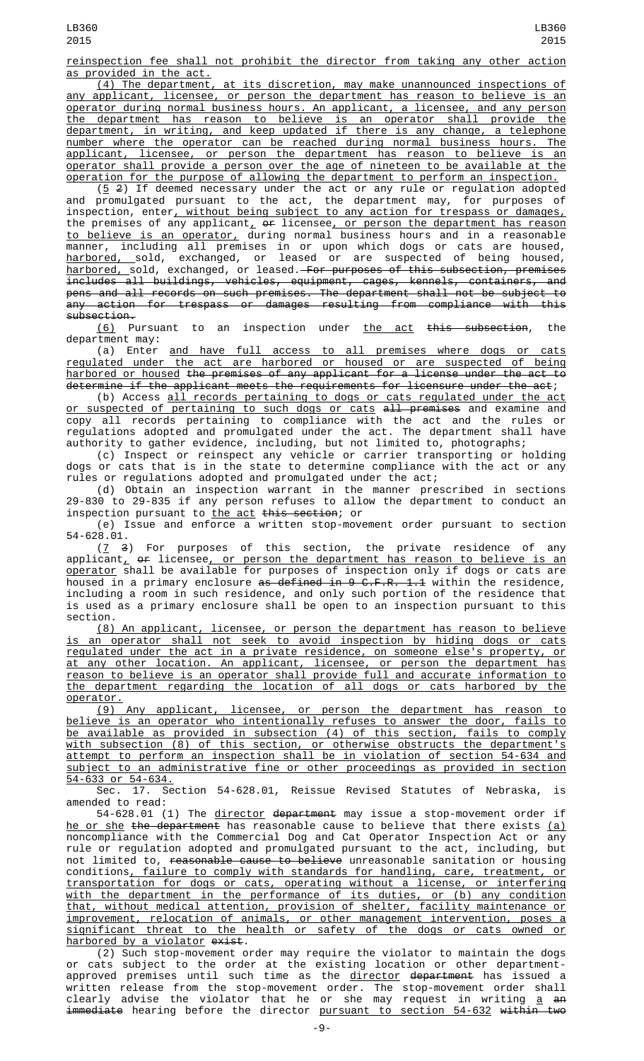reinspection fee shall not prohibit the director from taking any other action as provided in the act.

(4) The department, at its discretion, may make unannounced inspections of any applicant, licensee, or person the department has reason to believe is an operator during normal business hours. An applicant, a licensee, and any person the department has reason to believe is an operator shall provide the department, in writing, and keep updated if there is any change, a telephone number where the operator can be reached during normal business hours. The applicant, licensee, or person the department has reason to believe is an operator shall provide a person over the age of nineteen to be available at the operation for the purpose of allowing the department to perform an inspection.

(5 2) If deemed necessary under the act or any rule or regulation adopted and promulgated pursuant to the act, the department may, for purposes of inspection, enter, without being subject to any action for trespass or damages, the premises of any applicant, or licensee, or person the department has reason to believe is an operator, during normal business hours and in a reasonable manner, including all premises in or upon which dogs or cats are housed, harbored, sold, exchanged, or leased or are suspected of being housed, harbored, sold, exchanged, or leased. For purposes of this subsection, premises includes all buildings, vehicles, equipment, cages, kennels, containers, and pens and all records on such premises. The department shall not be subject to any action for trespass or damages resulting from compliance with this subsection.

(6) Pursuant to an inspection under the act this subsection, the department may:

(a) Enter and have full access to all premises where dogs or cats regulated under the act are harbored or housed or are suspected of being harbored or housed the premises of any applicant for a license under the act to determine if the applicant meets the requirements for licensure under the act;

(b) Access all records pertaining to dogs or cats regulated under the act or suspected of pertaining to such dogs or cats all premises and examine and copy all records pertaining to compliance with the act and the rules or regulations adopted and promulgated under the act. The department shall have authority to gather evidence, including, but not limited to, photographs;

(c) Inspect or reinspect any vehicle or carrier transporting or holding dogs or cats that is in the state to determine compliance with the act or any rules or regulations adopted and promulgated under the act;

(d) Obtain an inspection warrant in the manner prescribed in sections 29-830 to 29-835 if any person refuses to allow the department to conduct an inspection pursuant to the act this section; or

(e) Issue and enforce a written stop-movement order pursuant to section 54-628.01.

(7 3) For purposes of this section, the private residence of any applicant, or licensee, or person the department has reason to believe is an operator shall be available for purposes of inspection only if dogs or cats are housed in a primary enclosure as defined in 9 C.F.R. 1.1 within the residence, including a room in such residence, and only such portion of the residence that is used as a primary enclosure shall be open to an inspection pursuant to this section.

(8) An applicant, licensee, or person the department has reason to believe is an operator shall not seek to avoid inspection by hiding dogs or cats regulated under the act in a private residence, on someone else's property, or at any other location. An applicant, licensee, or person the department has reason to believe is an operator shall provide full and accurate information to the department regarding the location of all dogs or cats harbored by the operator.

(9) Any applicant, licensee, or person the department has reason to believe is an operator who intentionally refuses to answer the door, fails to be available as provided in subsection (4) of this section, fails to comply with subsection (8) of this section, or otherwise obstructs the department's attempt to perform an inspection shall be in violation of section 54-634 and subject to an administrative fine or other proceedings as provided in section 54-633 or 54-634.

Sec. 17. Section 54-628.01, Reissue Revised Statutes of Nebraska, is amended to read:

54-628.01 (1) The director department may issue a stop-movement order if he or she the department has reasonable cause to believe that there exists (a) noncompliance with the Commercial Dog and Cat Operator Inspection Act or any rule or regulation adopted and promulgated pursuant to the act, including, but not limited to, reasonable cause to believe unreasonable sanitation or housing conditions, failure to comply with standards for handling, care, treatment, or transportation for dogs or cats, operating without a license, or interfering with the department in the performance of its duties, or (b) any condition that, without medical attention, provision of shelter, facility maintenance or improvement, relocation of animals, or other management intervention, poses a significant threat to the health or safety of the dogs or cats owned or harbored by a violator exist.

(2) Such stop-movement order may require the violator to maintain the dogs or cats subject to the order at the existing location or other department-approved premises until such time as the director department has issued a written release from the stop-movement order. The stop-movement order shall clearly advise the violator that he or she may request in writing a an immediate hearing before the director pursuant to section 54-632 within two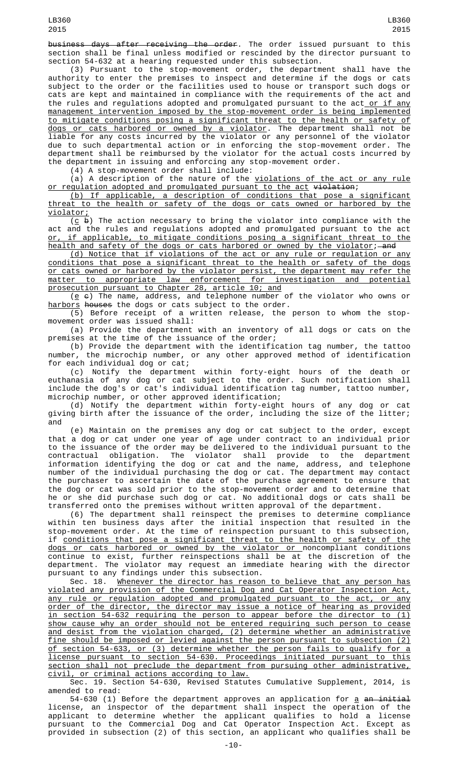business days after receiving the order. The order issued pursuant to this section shall be final unless modified or rescinded by the director pursuant to section 54-632 at a hearing requested under this subsection.

(3) Pursuant to the stop-movement order, the department shall have the authority to enter the premises to inspect and determine if the dogs or cats subject to the order or the facilities used to house or transport such dogs or cats are kept and maintained in compliance with the requirements of the act and the rules and regulations adopted and promulgated pursuant to the act or if any management intervention imposed by the stop-movement order is being implemented to mitigate conditions posing a significant threat to the health or safety of dogs or cats harbored or owned by a violator. The department shall not be liable for any costs incurred by the violator or any personnel of the violator due to such departmental action or in enforcing the stop-movement order. The department shall be reimbursed by the violator for the actual costs incurred by the department in issuing and enforcing any stop-movement order.

(4) A stop-movement order shall include:

(a) A description of the nature of the violations of the act or any rule or regulation adopted and promulgated pursuant to the act violation;

(b) If applicable, a description of conditions that pose a significant threat to the health or safety of the dogs or cats owned or harbored by the violator;

(c b) The action necessary to bring the violator into compliance with the act and the rules and regulations adopted and promulgated pursuant to the act or, if applicable, to mitigate conditions posing a significant threat to the health and safety of the dogs or cats harbored or owned by the violator; and

(d) Notice that if violations of the act or any rule or regulation or any conditions that pose a significant threat to the health or safety of the dogs or cats owned or harbored by the violator persist, the department may refer the matter to appropriate law enforcement for investigation and potential prosecution pursuant to Chapter 28, article 10; and

(e c) The name, address, and telephone number of the violator who owns or harbors houses the dogs or cats subject to the order.

(5) Before receipt of a written release, the person to whom the stop-movement order was issued shall:

(a) Provide the department with an inventory of all dogs or cats on the premises at the time of the issuance of the order;

(b) Provide the department with the identification tag number, the tattoo number, the microchip number, or any other approved method of identification for each individual dog or cat;

(c) Notify the department within forty-eight hours of the death or euthanasia of any dog or cat subject to the order. Such notification shall include the dog's or cat's individual identification tag number, tattoo number, microchip number, or other approved identification;

(d) Notify the department within forty-eight hours of any dog or cat giving birth after the issuance of the order, including the size of the litter; and

(e) Maintain on the premises any dog or cat subject to the order, except that a dog or cat under one year of age under contract to an individual prior to the issuance of the order may be delivered to the individual pursuant to the contractual obligation. The violator shall provide to the department information identifying the dog or cat and the name, address, and telephone number of the individual purchasing the dog or cat. The department may contact the purchaser to ascertain the date of the purchase agreement to ensure that the dog or cat was sold prior to the stop-movement order and to determine that he or she did purchase such dog or cat. No additional dogs or cats shall be transferred onto the premises without written approval of the department.

(6) The department shall reinspect the premises to determine compliance within ten business days after the initial inspection that resulted in the stop-movement order. At the time of reinspection pursuant to this subsection, if conditions that pose a significant threat to the health or safety of the dogs or cats harbored or owned by the violator or noncompliant conditions continue to exist, further reinspections shall be at the discretion of the department. The violator may request an immediate hearing with the director pursuant to any findings under this subsection.

Sec. 18. Whenever the director has reason to believe that any person has violated any provision of the Commercial Dog and Cat Operator Inspection Act, any rule or regulation adopted and promulgated pursuant to the act, or any order of the director, the director may issue a notice of hearing as provided in section 54-632 requiring the person to appear before the director to (1) show cause why an order should not be entered requiring such person to cease and desist from the violation charged, (2) determine whether an administrative fine should be imposed or levied against the person pursuant to subsection (2) of section 54-633, or (3) determine whether the person fails to qualify for a license pursuant to section 54-630. Proceedings initiated pursuant to this section shall not preclude the department from pursuing other administrative, civil, or criminal actions according to law.

Sec. 19. Section 54-630, Revised Statutes Cumulative Supplement, 2014, is amended to read:

54-630 (1) Before the department approves an application for a an initial license, an inspector of the department shall inspect the operation of the applicant to determine whether the applicant qualifies to hold a license pursuant to the Commercial Dog and Cat Operator Inspection Act. Except as provided in subsection (2) of this section, an applicant who qualifies shall be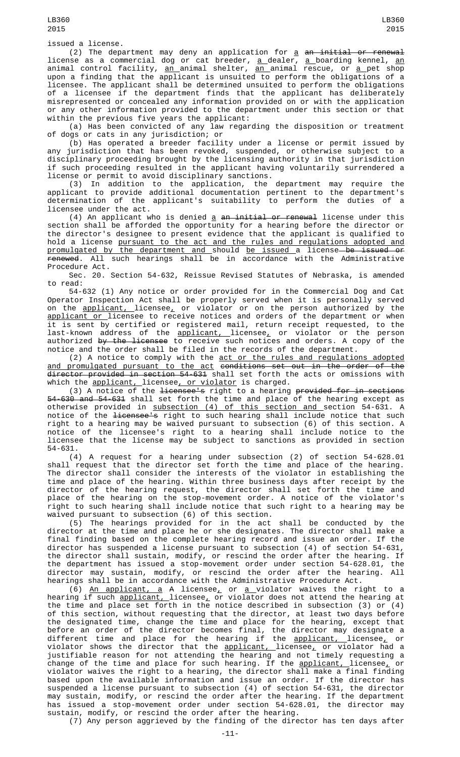issued a license.

(2) The department may deny an application for a ~~an initial or renewal~~ license as a commercial dog or cat breeder, a dealer, a boarding kennel, an animal control facility, an animal shelter, an animal rescue, or a pet shop upon a finding that the applicant is unsuited to perform the obligations of a licensee. The applicant shall be determined unsuited to perform the obligations of a licensee if the department finds that the applicant has deliberately misrepresented or concealed any information provided on or with the application or any other information provided to the department under this section or that within the previous five years the applicant:

(a) Has been convicted of any law regarding the disposition or treatment of dogs or cats in any jurisdiction; or

(b) Has operated a breeder facility under a license or permit issued by any jurisdiction that has been revoked, suspended, or otherwise subject to a disciplinary proceeding brought by the licensing authority in that jurisdiction if such proceeding resulted in the applicant having voluntarily surrendered a license or permit to avoid disciplinary sanctions.

(3) In addition to the application, the department may require the applicant to provide additional documentation pertinent to the department's determination of the applicant's suitability to perform the duties of a licensee under the act.

(4) An applicant who is denied a ~~an initial or renewal~~ license under this section shall be afforded the opportunity for a hearing before the director or the director's designee to present evidence that the applicant is qualified to hold a license pursuant to the act and the rules and regulations adopted and promulgated by the department and should be issued a license ~~be issued or renewed~~. All such hearings shall be in accordance with the Administrative Procedure Act.

Sec. 20. Section 54-632, Reissue Revised Statutes of Nebraska, is amended to read:

54-632 (1) Any notice or order provided for in the Commercial Dog and Cat Operator Inspection Act shall be properly served when it is personally served on the applicant, licensee, or violator or on the person authorized by the applicant or licensee to receive notices and orders of the department or when it is sent by certified or registered mail, return receipt requested, to the last-known address of the applicant, licensee, or violator or the person authorized ~~by the licensee~~ to receive such notices and orders. A copy of the notice and the order shall be filed in the records of the department.

(2) A notice to comply with the act or the rules and regulations adopted and promulgated pursuant to the act ~~conditions set out in the order of the director provided in section 54-631~~ shall set forth the acts or omissions with which the applicant, licensee, or violator is charged.

(3) A notice of the ~~licensee's~~ right to a hearing ~~provided for in sections 54-630 and 54-631~~ shall set forth the time and place of the hearing except as otherwise provided in subsection (4) of this section and section 54-631. A notice of the ~~licensee's~~ right to such hearing shall include notice that such right to a hearing may be waived pursuant to subsection (6) of this section. A notice of the licensee's right to a hearing shall include notice to the licensee that the license may be subject to sanctions as provided in section 54-631.

(4) A request for a hearing under subsection (2) of section 54-628.01 shall request that the director set forth the time and place of the hearing. The director shall consider the interests of the violator in establishing the time and place of the hearing. Within three business days after receipt by the director of the hearing request, the director shall set forth the time and place of the hearing on the stop-movement order. A notice of the violator's right to such hearing shall include notice that such right to a hearing may be waived pursuant to subsection (6) of this section.

(5) The hearings provided for in the act shall be conducted by the director at the time and place he or she designates. The director shall make a final finding based on the complete hearing record and issue an order. If the director has suspended a license pursuant to subsection (4) of section 54-631, the director shall sustain, modify, or rescind the order after the hearing. If the department has issued a stop-movement order under section 54-628.01, the director may sustain, modify, or rescind the order after the hearing. All hearings shall be in accordance with the Administrative Procedure Act.

(6) An applicant, a ~~A~~ licensee, or a violator waives the right to a hearing if such applicant, licensee, or violator does not attend the hearing at the time and place set forth in the notice described in subsection (3) or (4) of this section, without requesting that the director, at least two days before the designated time, change the time and place for the hearing, except that before an order of the director becomes final, the director may designate a different time and place for the hearing if the applicant, licensee, or violator shows the director that the applicant, licensee, or violator had a justifiable reason for not attending the hearing and not timely requesting a change of the time and place for such hearing. If the applicant, licensee, or violator waives the right to a hearing, the director shall make a final finding based upon the available information and issue an order. If the director has suspended a license pursuant to subsection (4) of section 54-631, the director may sustain, modify, or rescind the order after the hearing. If the department has issued a stop-movement order under section 54-628.01, the director may sustain, modify, or rescind the order after the hearing.

(7) Any person aggrieved by the finding of the director has ten days after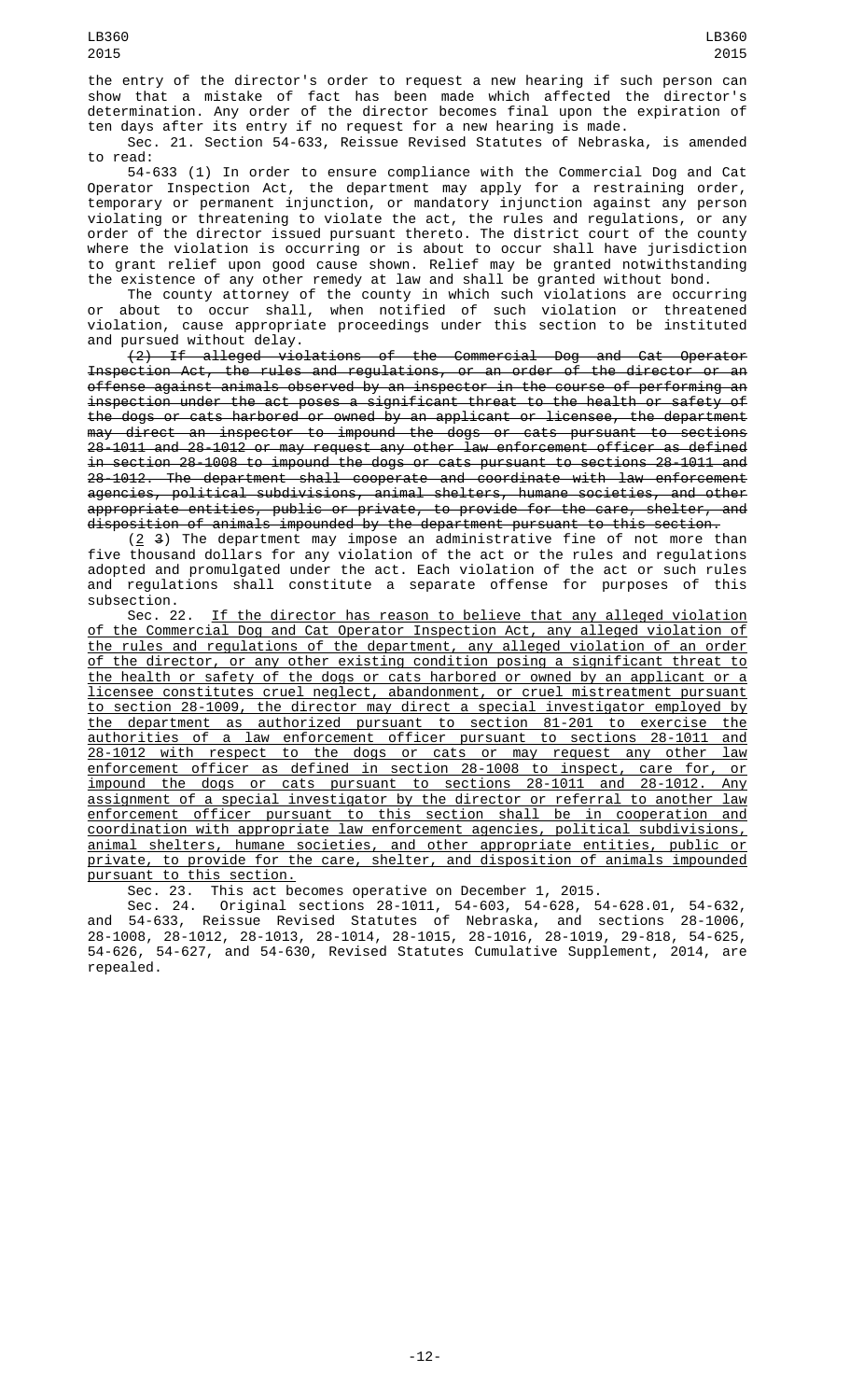the entry of the director's order to request a new hearing if such person can show that a mistake of fact has been made which affected the director's determination. Any order of the director becomes final upon the expiration of ten days after its entry if no request for a new hearing is made.

Sec. 21. Section 54-633, Reissue Revised Statutes of Nebraska, is amended to read:

54-633 (1) In order to ensure compliance with the Commercial Dog and Cat Operator Inspection Act, the department may apply for a restraining order, temporary or permanent injunction, or mandatory injunction against any person violating or threatening to violate the act, the rules and regulations, or any order of the director issued pursuant thereto. The district court of the county where the violation is occurring or is about to occur shall have jurisdiction to grant relief upon good cause shown. Relief may be granted notwithstanding the existence of any other remedy at law and shall be granted without bond.

The county attorney of the county in which such violations are occurring or about to occur shall, when notified of such violation or threatened violation, cause appropriate proceedings under this section to be instituted and pursued without delay.

~~(2) If alleged violations of the Commercial Dog and Cat Operator Inspection Act, the rules and regulations, or an order of the director or an offense against animals observed by an inspector in the course of performing an inspection under the act poses a significant threat to the health or safety of the dogs or cats harbored or owned by an applicant or licensee, the department may direct an inspector to impound the dogs or cats pursuant to sections 28-1011 and 28-1012 or may request any other law enforcement officer as defined in section 28-1008 to impound the dogs or cats pursuant to sections 28-1011 and 28-1012. The department shall cooperate and coordinate with law enforcement agencies, political subdivisions, animal shelters, humane societies, and other appropriate entities, public or private, to provide for the care, shelter, and disposition of animals impounded by the department pursuant to this section.~~

(<u>2</u> ~~3~~) The department may impose an administrative fine of not more than five thousand dollars for any violation of the act or the rules and regulations adopted and promulgated under the act. Each violation of the act or such rules and regulations shall constitute a separate offense for purposes of this subsection.

Sec. 22. <u>If the director has reason to believe that any alleged violation of the Commercial Dog and Cat Operator Inspection Act, any alleged violation of the rules and regulations of the department, any alleged violation of an order of the director, or any other existing condition posing a significant threat to the health or safety of the dogs or cats harbored or owned by an applicant or a licensee constitutes cruel neglect, abandonment, or cruel mistreatment pursuant to section 28-1009, the director may direct a special investigator employed by the department as authorized pursuant to section 81-201 to exercise the authorities of a law enforcement officer pursuant to sections 28-1011 and 28-1012 with respect to the dogs or cats or may request any other law enforcement officer as defined in section 28-1008 to inspect, care for, or impound the dogs or cats pursuant to sections 28-1011 and 28-1012. Any assignment of a special investigator by the director or referral to another law enforcement officer pursuant to this section shall be in cooperation and coordination with appropriate law enforcement agencies, political subdivisions, animal shelters, humane societies, and other appropriate entities, public or private, to provide for the care, shelter, and disposition of animals impounded pursuant to this section.</u>

Sec. 23. This act becomes operative on December 1, 2015.

Sec. 24. Original sections 28-1011, 54-603, 54-628, 54-628.01, 54-632, and 54-633, Reissue Revised Statutes of Nebraska, and sections 28-1006, 28-1008, 28-1012, 28-1013, 28-1014, 28-1015, 28-1016, 28-1019, 29-818, 54-625, 54-626, 54-627, and 54-630, Revised Statutes Cumulative Supplement, 2014, are repealed.